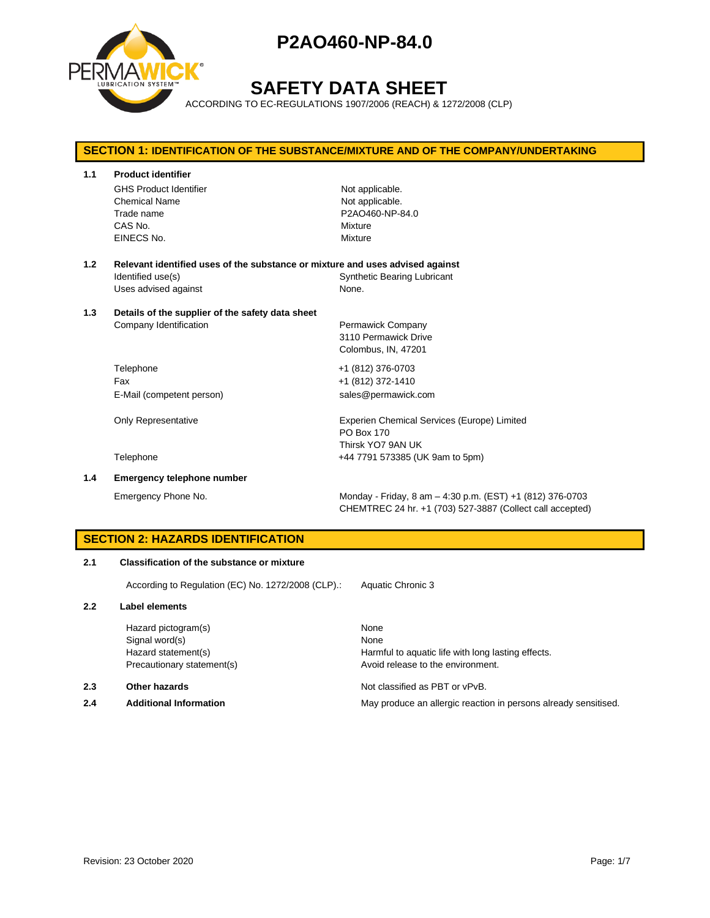# P2AO460-NP-84.0

# SAFETY DATA SHEET

ACCORDING TO EC-REGULATIONS 1907/2006 (REACH) & 1272/2008 (CLP)

## SECTION 1: IDENTIFICATION OF THE SUBSTANCE/MIXTURE AND OF THE COMPANY/UNDERTAKING

### 1.1 Product identifier

| | |
|---|---|
| GHS Product Identifier | Not applicable. |
| Chemical Name | Not applicable. |
| Trade name | P2AO460-NP-84.0 |
| CAS No. | Mixture |
| EINECS No. | Mixture |

### 1.2 Relevant identified uses of the substance or mixture and uses advised against

| | |
|---|---|
| Identified use(s) | Synthetic Bearing Lubricant |
| Uses advised against | None. |

### 1.3 Details of the supplier of the safety data sheet

| | |
|---|---|
| Company Identification | Permawick Company<br>3110 Permawick Drive<br>Colombus, IN, 47201 |
| Telephone | +1 (812) 376-0703 |
| Fax | +1 (812) 372-1410 |
| E-Mail (competent person) | sales@permawick.com |
| Only Representative | Experien Chemical Services (Europe) Limited<br>PO Box 170<br>Thirsk YO7 9AN UK |
| Telephone | +44 7791 573385 (UK 9am to 5pm) |

### 1.4 Emergency telephone number

| | |
|---|---|
| Emergency Phone No. | Monday - Friday, 8 am – 4:30 p.m. (EST) +1 (812) 376-0703<br>CHEMTREC 24 hr. +1 (703) 527-3887 (Collect call accepted) |

## SECTION 2: HAZARDS IDENTIFICATION

### 2.1 Classification of the substance or mixture

| | |
|---|---|
| According to Regulation (EC) No. 1272/2008 (CLP).: | Aquatic Chronic 3 |

### 2.2 Label elements

| | |
|---|---|
| Hazard pictogram(s) | None |
| Signal word(s) | None |
| Hazard statement(s) | Harmful to aquatic life with long lasting effects. |
| Precautionary statement(s) | Avoid release to the environment. |

### 2.3 Other hazards

Not classified as PBT or vPvB.

### 2.4 Additional Information

May produce an allergic reaction in persons already sensitised.

Revision: 23 October 2020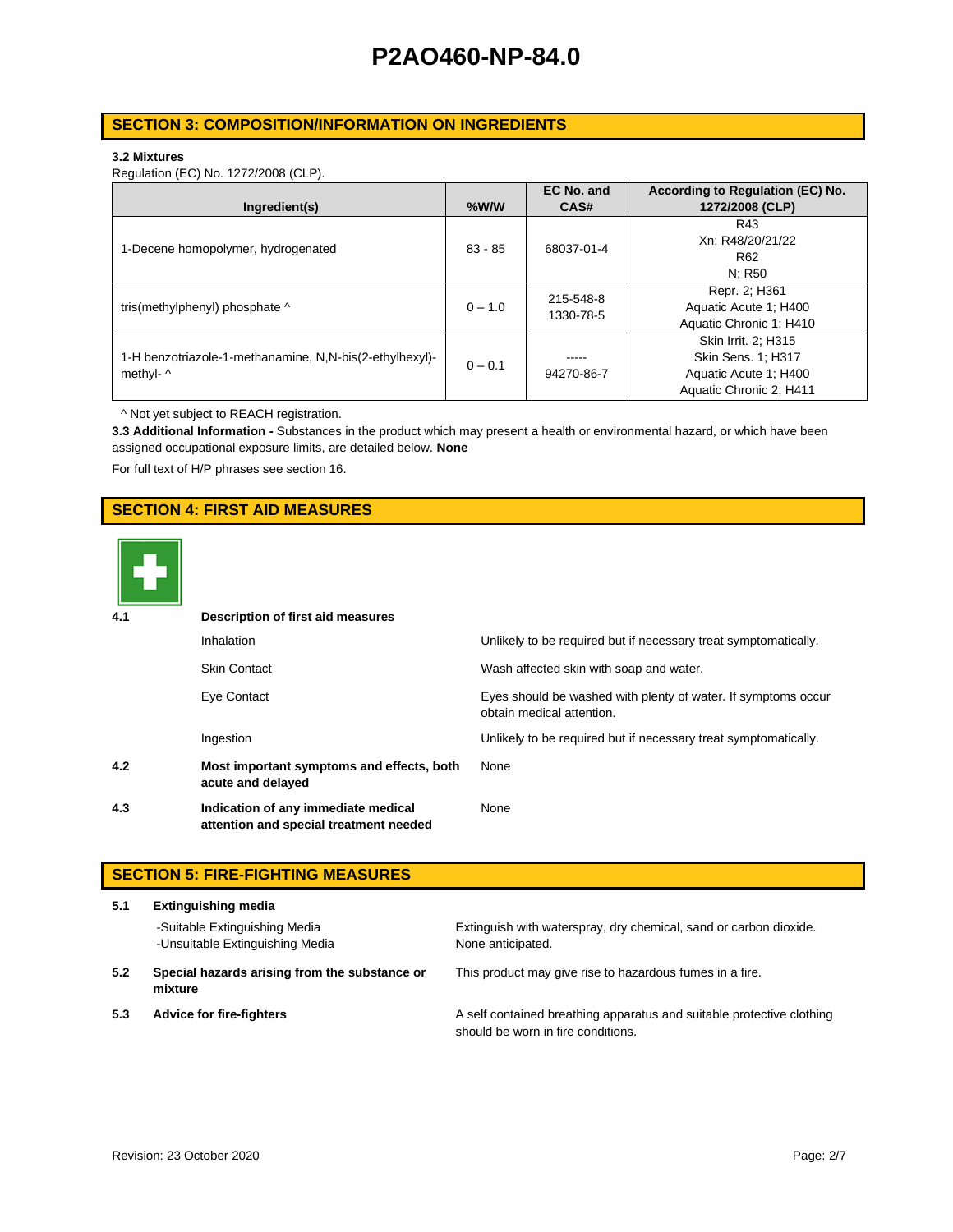## SECTION 3: COMPOSITION/INFORMATION ON INGREDIENTS

**3.2 Mixtures**

Regulation (EC) No. 1272/2008 (CLP).

| Ingredient(s) | %W/W | EC No. and CAS# | According to Regulation (EC) No. 1272/2008 (CLP) |
|---|---|---|---|
| 1-Decene homopolymer, hydrogenated | 83 - 85 | 68037-01-4 | R43<br>Xn; R48/20/21/22<br>R62<br>N; R50 |
| tris(methylphenyl) phosphate ^ | 0 – 1.0 | 215-548-8<br>1330-78-5 | Repr. 2; H361<br>Aquatic Acute 1; H400<br>Aquatic Chronic 1; H410 |
| 1-H benzotriazole-1-methanamine, N,N-bis(2-ethylhexyl)-methyl- ^ | 0 – 0.1 | -----<br>94270-86-7 | Skin Irrit. 2; H315<br>Skin Sens. 1; H317<br>Aquatic Acute 1; H400<br>Aquatic Chronic 2; H411 |

^ Not yet subject to REACH registration.

**3.3 Additional Information -** Substances in the product which may present a health or environmental hazard, or which have been assigned occupational exposure limits, are detailed below. **None**

For full text of H/P phrases see section 16.

## SECTION 4: FIRST AID MEASURES

**4.1 Description of first aid measures**

| | |
|---|---|
| Inhalation | Unlikely to be required but if necessary treat symptomatically. |
| Skin Contact | Wash affected skin with soap and water. |
| Eye Contact | Eyes should be washed with plenty of water. If symptoms occur obtain medical attention. |
| Ingestion | Unlikely to be required but if necessary treat symptomatically. |

**4.2 Most important symptoms and effects, both acute and delayed**

None

**4.3 Indication of any immediate medical attention and special treatment needed**

None

## SECTION 5: FIRE-FIGHTING MEASURES

**5.1 Extinguishing media**

-Suitable Extinguishing Media: Extinguish with waterspray, dry chemical, sand or carbon dioxide.

-Unsuitable Extinguishing Media: None anticipated.

**5.2 Special hazards arising from the substance or mixture**

This product may give rise to hazardous fumes in a fire.

**5.3 Advice for fire-fighters**

A self contained breathing apparatus and suitable protective clothing should be worn in fire conditions.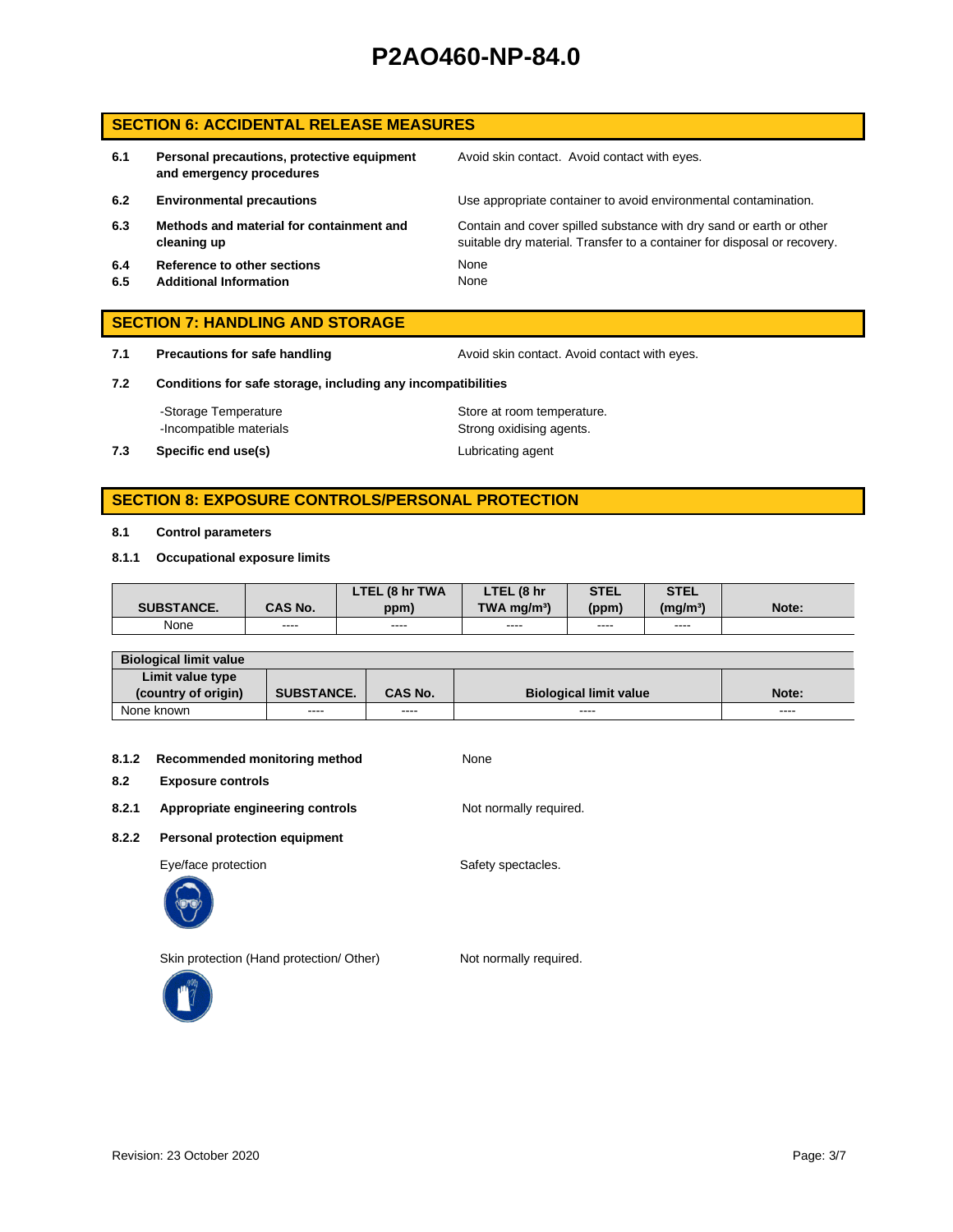## SECTION 6: ACCIDENTAL RELEASE MEASURES

| | | |
|---|---|---|
| **6.1** | **Personal precautions, protective equipment and emergency procedures** | Avoid skin contact. Avoid contact with eyes. |
| **6.2** | **Environmental precautions** | Use appropriate container to avoid environmental contamination. |
| **6.3** | **Methods and material for containment and cleaning up** | Contain and cover spilled substance with dry sand or earth or other suitable dry material. Transfer to a container for disposal or recovery. |
| **6.4** | **Reference to other sections** | None |
| **6.5** | **Additional Information** | None |

## SECTION 7: HANDLING AND STORAGE

**7.1 Precautions for safe handling** — Avoid skin contact. Avoid contact with eyes.

**7.2 Conditions for safe storage, including any incompatibilities**

-Storage Temperature — Store at room temperature.
-Incompatible materials — Strong oxidising agents.

**7.3 Specific end use(s)** — Lubricating agent

## SECTION 8: EXPOSURE CONTROLS/PERSONAL PROTECTION

**8.1 Control parameters**

**8.1.1 Occupational exposure limits**

| SUBSTANCE. | CAS No. | LTEL (8 hr TWA ppm) | LTEL (8 hr TWA mg/m³) | STEL (ppm) | STEL (mg/m³) | Note: |
|---|---|---|---|---|---|---|
| None | ---- | ---- | ---- | ---- | ---- | |

**Biological limit value**

| Limit value type (country of origin) | SUBSTANCE. | CAS No. | Biological limit value | Note: |
|---|---|---|---|---|
| None known | ---- | ---- | ---- | ---- |

**8.1.2 Recommended monitoring method** — None

**8.2 Exposure controls**

**8.2.1 Appropriate engineering controls** — Not normally required.

**8.2.2 Personal protection equipment**

Eye/face protection — Safety spectacles.

Skin protection (Hand protection/ Other) — Not normally required.

Revision: 23 October 2020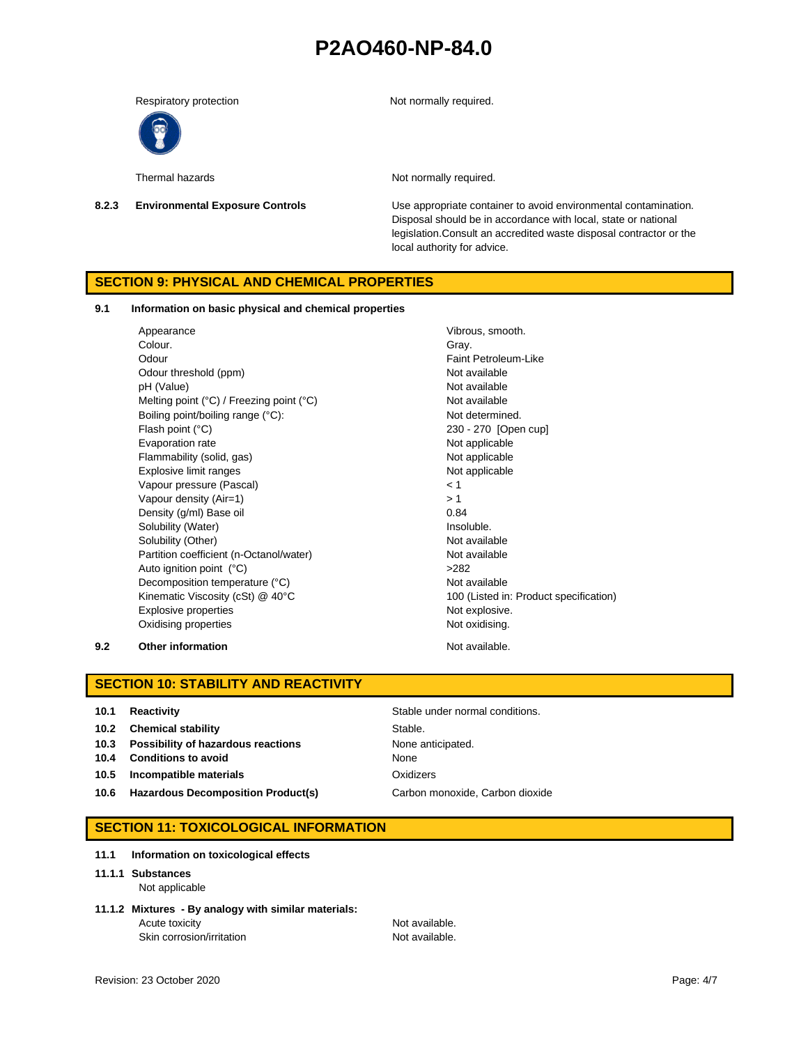| | |
|---|---|
| Respiratory protection | Not normally required. |
| Thermal hazards | Not normally required. |

**8.2.3 Environmental Exposure Controls**

Use appropriate container to avoid environmental contamination. Disposal should be in accordance with local, state or national legislation.Consult an accredited waste disposal contractor or the local authority for advice.

## SECTION 9: PHYSICAL AND CHEMICAL PROPERTIES

**9.1 Information on basic physical and chemical properties**

| | |
|---|---|
| Appearance | Vibrous, smooth. |
| Colour. | Gray. |
| Odour | Faint Petroleum-Like |
| Odour threshold (ppm) | Not available |
| pH (Value) | Not available |
| Melting point (°C) / Freezing point (°C) | Not available |
| Boiling point/boiling range (°C): | Not determined. |
| Flash point (°C) | 230 - 270 [Open cup] |
| Evaporation rate | Not applicable |
| Flammability (solid, gas) | Not applicable |
| Explosive limit ranges | Not applicable |
| Vapour pressure (Pascal) | < 1 |
| Vapour density (Air=1) | > 1 |
| Density (g/ml) Base oil | 0.84 |
| Solubility (Water) | Insoluble. |
| Solubility (Other) | Not available |
| Partition coefficient (n-Octanol/water) | Not available |
| Auto ignition point (°C) | >282 |
| Decomposition temperature (°C) | Not available |
| Kinematic Viscosity (cSt) @ 40°C | 100 (Listed in: Product specification) |
| Explosive properties | Not explosive. |
| Oxidising properties | Not oxidising. |

**9.2 Other information** Not available.

## SECTION 10: STABILITY AND REACTIVITY

| | |
|---|---|
| **10.1 Reactivity** | Stable under normal conditions. |
| **10.2 Chemical stability** | Stable. |
| **10.3 Possibility of hazardous reactions** | None anticipated. |
| **10.4 Conditions to avoid** | None |
| **10.5 Incompatible materials** | Oxidizers |
| **10.6 Hazardous Decomposition Product(s)** | Carbon monoxide, Carbon dioxide |

## SECTION 11: TOXICOLOGICAL INFORMATION

**11.1 Information on toxicological effects**

**11.1.1 Substances**

Not applicable

**11.1.2 Mixtures - By analogy with similar materials:**

| | |
|---|---|
| Acute toxicity | Not available. |
| Skin corrosion/irritation | Not available. |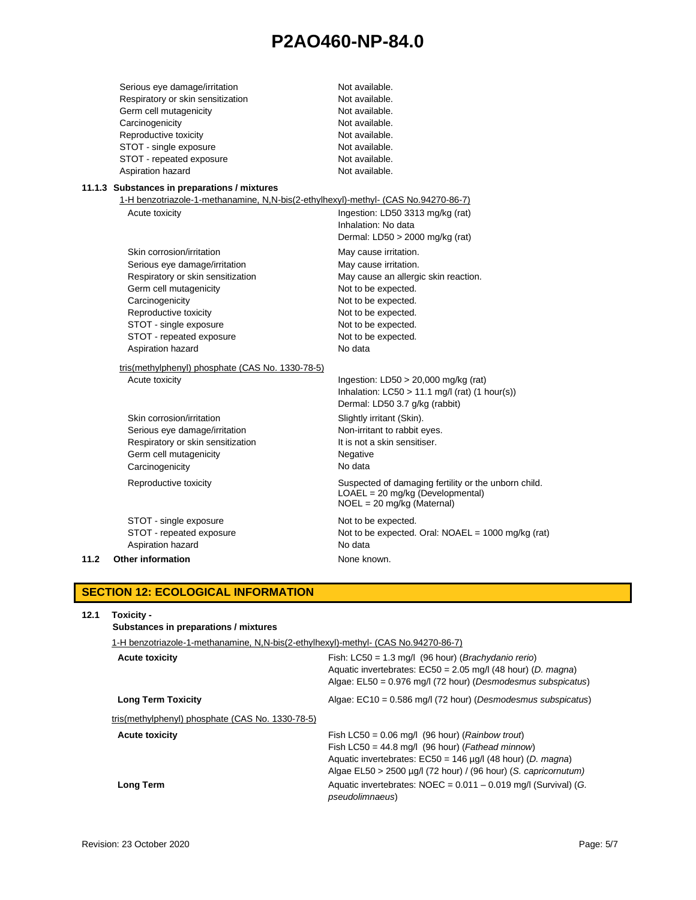| | |
|---|---|
| Serious eye damage/irritation | Not available. |
| Respiratory or skin sensitization | Not available. |
| Germ cell mutagenicity | Not available. |
| Carcinogenicity | Not available. |
| Reproductive toxicity | Not available. |
| STOT - single exposure | Not available. |
| STOT - repeated exposure | Not available. |
| Aspiration hazard | Not available. |

**11.1.3 Substances in preparations / mixtures**

1-H benzotriazole-1-methanamine, N,N-bis(2-ethylhexyl)-methyl- (CAS No.94270-86-7)

| | |
|---|---|
| Acute toxicity | Ingestion: LD50 3313 mg/kg (rat)<br>Inhalation: No data<br>Dermal: LD50 > 2000 mg/kg (rat) |
| Skin corrosion/irritation | May cause irritation. |
| Serious eye damage/irritation | May cause irritation. |
| Respiratory or skin sensitization | May cause an allergic skin reaction. |
| Germ cell mutagenicity | Not to be expected. |
| Carcinogenicity | Not to be expected. |
| Reproductive toxicity | Not to be expected. |
| STOT - single exposure | Not to be expected. |
| STOT - repeated exposure | Not to be expected. |
| Aspiration hazard | No data |

tris(methylphenyl) phosphate (CAS No. 1330-78-5)

| | |
|---|---|
| Acute toxicity | Ingestion: LD50 > 20,000 mg/kg (rat)<br>Inhalation: LC50 > 11.1 mg/l (rat) (1 hour(s))<br>Dermal: LD50 3.7 g/kg (rabbit) |
| Skin corrosion/irritation | Slightly irritant (Skin). |
| Serious eye damage/irritation | Non-irritant to rabbit eyes. |
| Respiratory or skin sensitization | It is not a skin sensitiser. |
| Germ cell mutagenicity | Negative |
| Carcinogenicity | No data |
| Reproductive toxicity | Suspected of damaging fertility or the unborn child.<br>LOAEL = 20 mg/kg (Developmental)<br>NOEL = 20 mg/kg (Maternal) |
| STOT - single exposure | Not to be expected. |
| STOT - repeated exposure | Not to be expected. Oral: NOAEL = 1000 mg/kg (rat) |
| Aspiration hazard | No data |

**11.2 Other information** None known.

## SECTION 12: ECOLOGICAL INFORMATION

**12.1 Toxicity -**
**Substances in preparations / mixtures**

1-H benzotriazole-1-methanamine, N,N-bis(2-ethylhexyl)-methyl- (CAS No.94270-86-7)

| | |
|---|---|
| **Acute toxicity** | Fish: LC50 = 1.3 mg/l (96 hour) (*Brachydanio rerio*)<br>Aquatic invertebrates: EC50 = 2.05 mg/l (48 hour) (*D. magna*)<br>Algae: EL50 = 0.976 mg/l (72 hour) (*Desmodesmus subspicatus*) |
| **Long Term Toxicity** | Algae: EC10 = 0.586 mg/l (72 hour) (*Desmodesmus subspicatus*) |

tris(methylphenyl) phosphate (CAS No. 1330-78-5)

| | |
|---|---|
| **Acute toxicity** | Fish LC50 = 0.06 mg/l (96 hour) (*Rainbow trout*)<br>Fish LC50 = 44.8 mg/l (96 hour) (*Fathead minnow*)<br>Aquatic invertebrates: EC50 = 146 µg/l (48 hour) (*D. magna*)<br>Algae EL50 > 2500 µg/l (72 hour) / (96 hour) (*S. capricornutum*) |
| **Long Term** | Aquatic invertebrates: NOEC = 0.011 – 0.019 mg/l (Survival) (*G. pseudolimnaeus*) |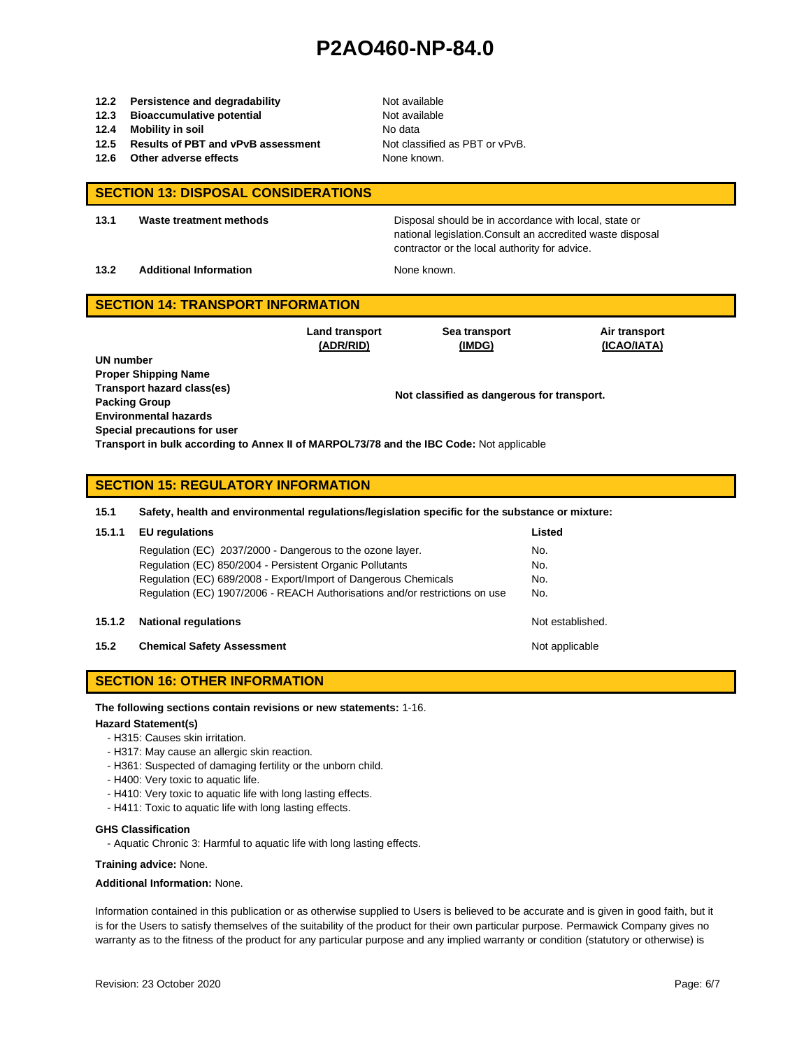| | | |
|---|---|---|
| **12.2** | **Persistence and degradability** | Not available |
| **12.3** | **Bioaccumulative potential** | Not available |
| **12.4** | **Mobility in soil** | No data |
| **12.5** | **Results of PBT and vPvB assessment** | Not classified as PBT or vPvB. |
| **12.6** | **Other adverse effects** | None known. |

## SECTION 13: DISPOSAL CONSIDERATIONS

| | | |
|---|---|---|
| **13.1** | **Waste treatment methods** | Disposal should be in accordance with local, state or national legislation.Consult an accredited waste disposal contractor or the local authority for advice. |
| **13.2** | **Additional Information** | None known. |

## SECTION 14: TRANSPORT INFORMATION

| | Land transport (ADR/RID) | Sea transport (IMDG) | Air transport (ICAO/IATA) |
|---|---|---|---|
| **UN number** | | | |
| **Proper Shipping Name** | | | |
| **Transport hazard class(es)** | | **Not classified as dangerous for transport.** | |
| **Packing Group** | | | |
| **Environmental hazards** | | | |
| **Special precautions for user** | | | |

**Transport in bulk according to Annex II of MARPOL73/78 and the IBC Code:** Not applicable

## SECTION 15: REGULATORY INFORMATION

**15.1 Safety, health and environmental regulations/legislation specific for the substance or mixture:**

| **15.1.1** | **EU regulations** | **Listed** |
|---|---|---|
| | Regulation (EC) 2037/2000 - Dangerous to the ozone layer. | No. |
| | Regulation (EC) 850/2004 - Persistent Organic Pollutants | No. |
| | Regulation (EC) 689/2008 - Export/Import of Dangerous Chemicals | No. |
| | Regulation (EC) 1907/2006 - REACH Authorisations and/or restrictions on use | No. |
| **15.1.2** | **National regulations** | Not established. |
| **15.2** | **Chemical Safety Assessment** | Not applicable |

## SECTION 16: OTHER INFORMATION

**The following sections contain revisions or new statements:** 1-16.

**Hazard Statement(s)**

- H315: Causes skin irritation.
- H317: May cause an allergic skin reaction.
- H361: Suspected of damaging fertility or the unborn child.
- H400: Very toxic to aquatic life.
- H410: Very toxic to aquatic life with long lasting effects.
- H411: Toxic to aquatic life with long lasting effects.

**GHS Classification**

- Aquatic Chronic 3: Harmful to aquatic life with long lasting effects.

**Training advice:** None.

**Additional Information:** None.

Information contained in this publication or as otherwise supplied to Users is believed to be accurate and is given in good faith, but it is for the Users to satisfy themselves of the suitability of the product for their own particular purpose. Permawick Company gives no warranty as to the fitness of the product for any particular purpose and any implied warranty or condition (statutory or otherwise) is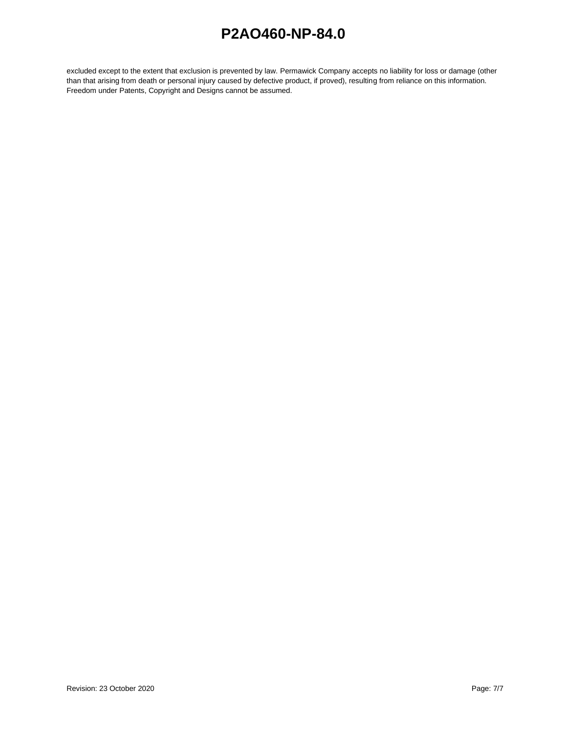excluded except to the extent that exclusion is prevented by law. Permawick Company accepts no liability for loss or damage (other than that arising from death or personal injury caused by defective product, if proved), resulting from reliance on this information. Freedom under Patents, Copyright and Designs cannot be assumed.